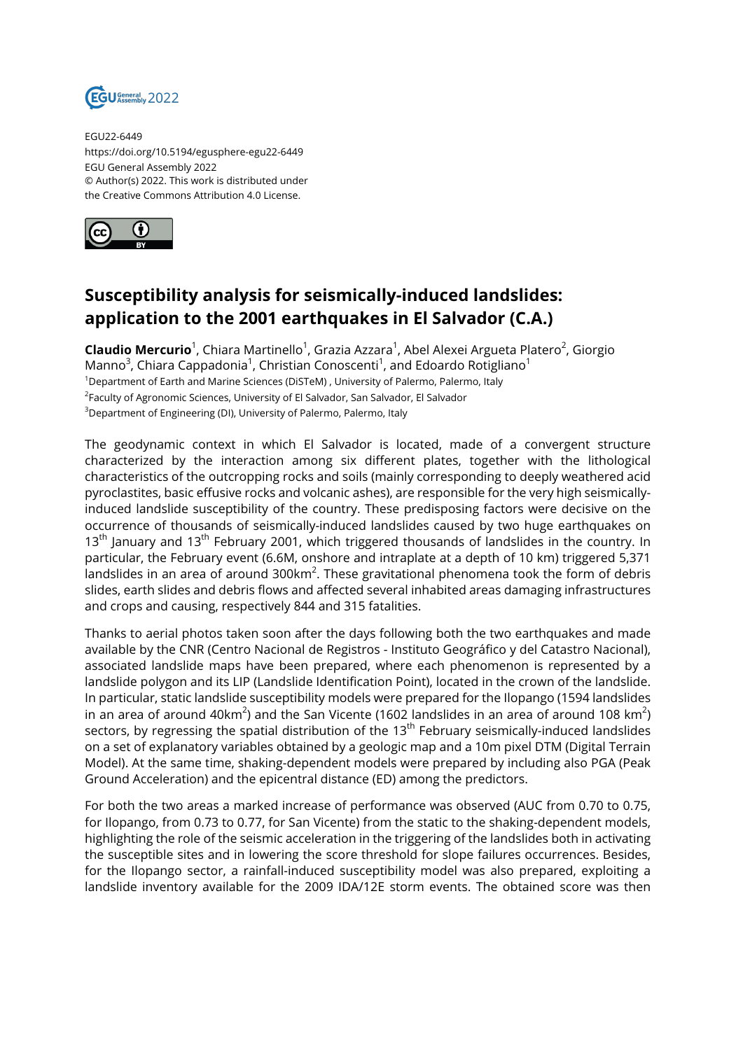EGU22-6449
https://doi.org/10.5194/egusphere-egu22-6449
EGU General Assembly 2022
© Author(s) 2022. This work is distributed under
the Creative Commons Attribution 4.0 License.

# Susceptibility analysis for seismically-induced landslides: application to the 2001 earthquakes in El Salvador (C.A.)

**Claudio Mercurio**[1], Chiara Martinello[1], Grazia Azzara[1], Abel Alexei Argueta Platero[2], Giorgio Manno[3], Chiara Cappadonia[1], Christian Conoscenti[1], and Edoardo Rotigliano[1]

[1]Department of Earth and Marine Sciences (DiSTeM) , University of Palermo, Palermo, Italy
[2]Faculty of Agronomic Sciences, University of El Salvador, San Salvador, El Salvador
[3]Department of Engineering (DI), University of Palermo, Palermo, Italy

The geodynamic context in which El Salvador is located, made of a convergent structure characterized by the interaction among six different plates, together with the lithological characteristics of the outcropping rocks and soils (mainly corresponding to deeply weathered acid pyroclastites, basic effusive rocks and volcanic ashes), are responsible for the very high seismically-induced landslide susceptibility of the country. These predisposing factors were decisive on the occurrence of thousands of seismically-induced landslides caused by two huge earthquakes on 13th January and 13th February 2001, which triggered thousands of landslides in the country. In particular, the February event (6.6M, onshore and intraplate at a depth of 10 km) triggered 5,371 landslides in an area of around 300km$^2$. These gravitational phenomena took the form of debris slides, earth slides and debris flows and affected several inhabited areas damaging infrastructures and crops and causing, respectively 844 and 315 fatalities.

Thanks to aerial photos taken soon after the days following both the two earthquakes and made available by the CNR (Centro Nacional de Registros - Instituto Geográfico y del Catastro Nacional), associated landslide maps have been prepared, where each phenomenon is represented by a landslide polygon and its LIP (Landslide Identification Point), located in the crown of the landslide. In particular, static landslide susceptibility models were prepared for the Ilopango (1594 landslides in an area of around 40km$^2$) and the San Vicente (1602 landslides in an area of around 108 km$^2$) sectors, by regressing the spatial distribution of the 13th February seismically-induced landslides on a set of explanatory variables obtained by a geologic map and a 10m pixel DTM (Digital Terrain Model). At the same time, shaking-dependent models were prepared by including also PGA (Peak Ground Acceleration) and the epicentral distance (ED) among the predictors.

For both the two areas a marked increase of performance was observed (AUC from 0.70 to 0.75, for Ilopango, from 0.73 to 0.77, for San Vicente) from the static to the shaking-dependent models, highlighting the role of the seismic acceleration in the triggering of the landslides both in activating the susceptible sites and in lowering the score threshold for slope failures occurrences. Besides, for the Ilopango sector, a rainfall-induced susceptibility model was also prepared, exploiting a landslide inventory available for the 2009 IDA/12E storm events. The obtained score was then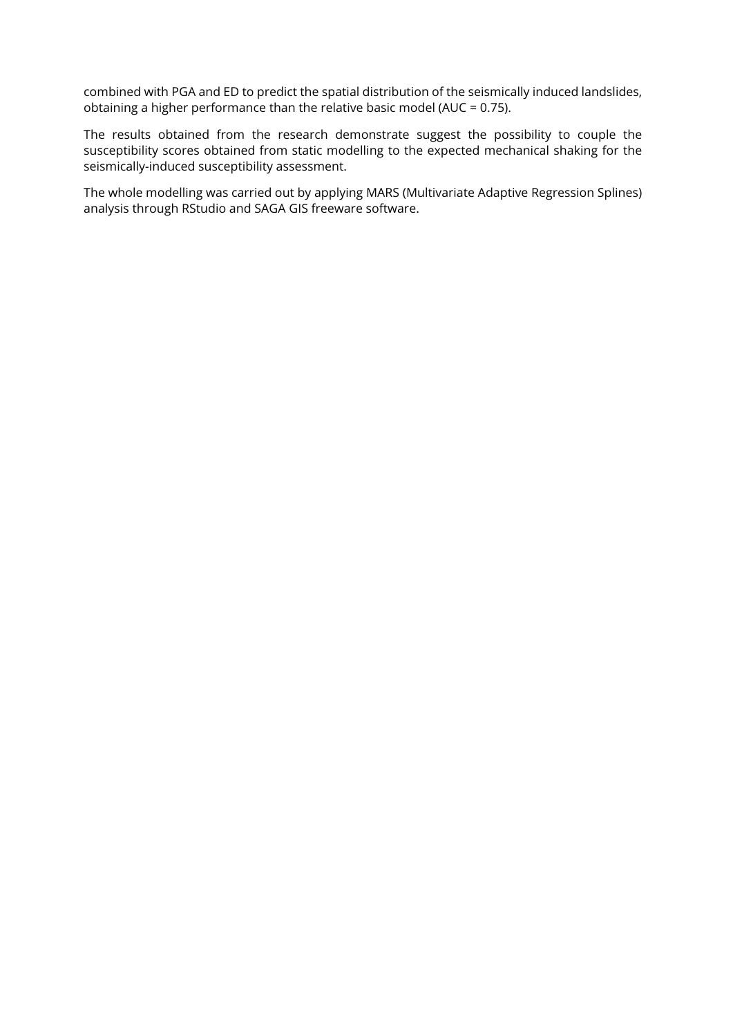combined with PGA and ED to predict the spatial distribution of the seismically induced landslides, obtaining a higher performance than the relative basic model (AUC = 0.75).

The results obtained from the research demonstrate suggest the possibility to couple the susceptibility scores obtained from static modelling to the expected mechanical shaking for the seismically-induced susceptibility assessment.

The whole modelling was carried out by applying MARS (Multivariate Adaptive Regression Splines) analysis through RStudio and SAGA GIS freeware software.